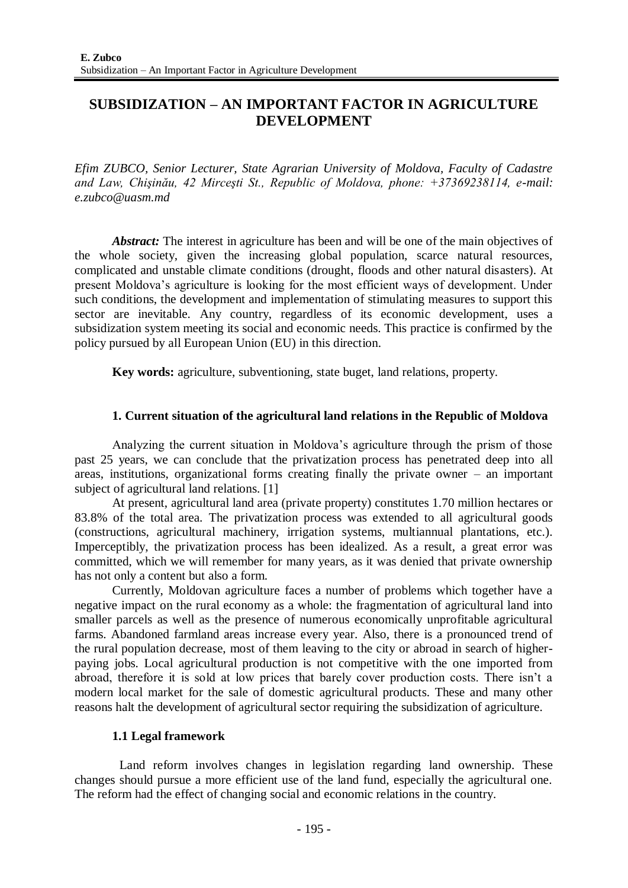# SUBSIDIZATION – AN IMPORTANT FACTOR IN AGRICULTURE DEVELOPMENT

*Efim ZUBCO, Senior Lecturer, State Agrarian University of Moldova, Faculty of Cadastre and Law, Chişinău, 42 Mirceşti St., Republic of Moldova, phone: +37369238114, e-mail: e.zubco@uasm.md*

***Abstract:*** The interest in agriculture has been and will be one of the main objectives of the whole society, given the increasing global population, scarce natural resources, complicated and unstable climate conditions (drought, floods and other natural disasters). At present Moldova's agriculture is looking for the most efficient ways of development. Under such conditions, the development and implementation of stimulating measures to support this sector are inevitable. Any country, regardless of its economic development, uses a subsidization system meeting its social and economic needs. This practice is confirmed by the policy pursued by all European Union (EU) in this direction.

**Key words:** agriculture, subventioning, state buget, land relations, property.

## 1. Current situation of the agricultural land relations in the Republic of Moldova

Analyzing the current situation in Moldova's agriculture through the prism of those past 25 years, we can conclude that the privatization process has penetrated deep into all areas, institutions, organizational forms creating finally the private owner – an important subject of agricultural land relations. [1]

At present, agricultural land area (private property) constitutes 1.70 million hectares or 83.8% of the total area. The privatization process was extended to all agricultural goods (constructions, agricultural machinery, irrigation systems, multiannual plantations, etc.). Imperceptibly, the privatization process has been idealized. As a result, a great error was committed, which we will remember for many years, as it was denied that private ownership has not only a content but also a form.

Currently, Moldovan agriculture faces a number of problems which together have a negative impact on the rural economy as a whole: the fragmentation of agricultural land into smaller parcels as well as the presence of numerous economically unprofitable agricultural farms. Abandoned farmland areas increase every year. Also, there is a pronounced trend of the rural population decrease, most of them leaving to the city or abroad in search of higher-paying jobs. Local agricultural production is not competitive with the one imported from abroad, therefore it is sold at low prices that barely cover production costs. There isn't a modern local market for the sale of domestic agricultural products. These and many other reasons halt the development of agricultural sector requiring the subsidization of agriculture.

### 1.1 Legal framework

Land reform involves changes in legislation regarding land ownership. These changes should pursue a more efficient use of the land fund, especially the agricultural one. The reform had the effect of changing social and economic relations in the country.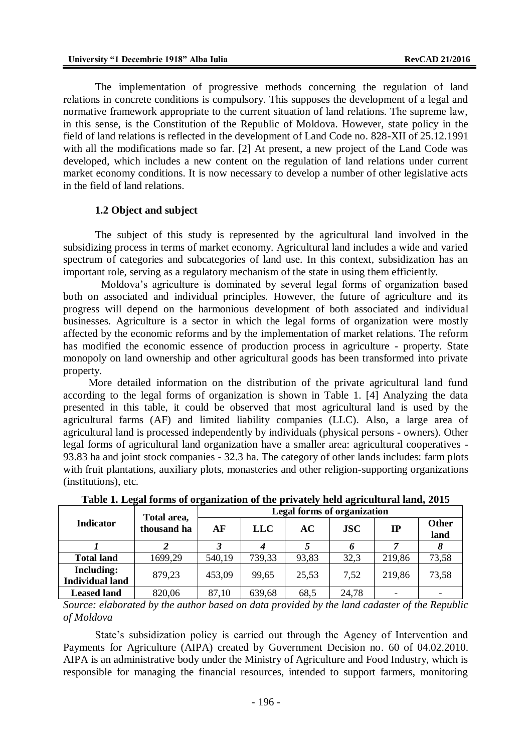The implementation of progressive methods concerning the regulation of land relations in concrete conditions is compulsory. This supposes the development of a legal and normative framework appropriate to the current situation of land relations. The supreme law, in this sense, is the Constitution of the Republic of Moldova. However, state policy in the field of land relations is reflected in the development of Land Code no. 828-XII of 25.12.1991 with all the modifications made so far. [2] At present, a new project of the Land Code was developed, which includes a new content on the regulation of land relations under current market economy conditions. It is now necessary to develop a number of other legislative acts in the field of land relations.

### 1.2 Object and subject

The subject of this study is represented by the agricultural land involved in the subsidizing process in terms of market economy. Agricultural land includes a wide and varied spectrum of categories and subcategories of land use. In this context, subsidization has an important role, serving as a regulatory mechanism of the state in using them efficiently.

Moldova's agriculture is dominated by several legal forms of organization based both on associated and individual principles. However, the future of agriculture and its progress will depend on the harmonious development of both associated and individual businesses. Agriculture is a sector in which the legal forms of organization were mostly affected by the economic reforms and by the implementation of market relations. The reform has modified the economic essence of production process in agriculture - property. State monopoly on land ownership and other agricultural goods has been transformed into private property.

More detailed information on the distribution of the private agricultural land fund according to the legal forms of organization is shown in Table 1. [4] Analyzing the data presented in this table, it could be observed that most agricultural land is used by the agricultural farms (AF) and limited liability companies (LLC). Also, a large area of agricultural land is processed independently by individuals (physical persons - owners). Other legal forms of agricultural land organization have a smaller area: agricultural cooperatives - 93.83 ha and joint stock companies - 32.3 ha. The category of other lands includes: farm plots with fruit plantations, auxiliary plots, monasteries and other religion-supporting organizations (institutions), etc.

**Table 1. Legal forms of organization of the privately held agricultural land, 2015**

| Indicator | Total area, thousand ha | Legal forms of organization | | | | | |
|---|---|---|---|---|---|---|---|
| | | AF | LLC | AC | JSC | IP | Other land |
| *1* | *2* | *3* | *4* | *5* | *6* | *7* | *8* |
| **Total land** | 1699,29 | 540,19 | 739,33 | 93,83 | 32,3 | 219,86 | 73,58 |
| **Including: Individual land** | 879,23 | 453,09 | 99,65 | 25,53 | 7,52 | 219,86 | 73,58 |
| **Leased land** | 820,06 | 87,10 | 639,68 | 68,5 | 24,78 | - | - |

*Source: elaborated by the author based on data provided by the land cadaster of the Republic of Moldova*

State's subsidization policy is carried out through the Agency of Intervention and Payments for Agriculture (AIPA) created by Government Decision no. 60 of 04.02.2010. AIPA is an administrative body under the Ministry of Agriculture and Food Industry, which is responsible for managing the financial resources, intended to support farmers, monitoring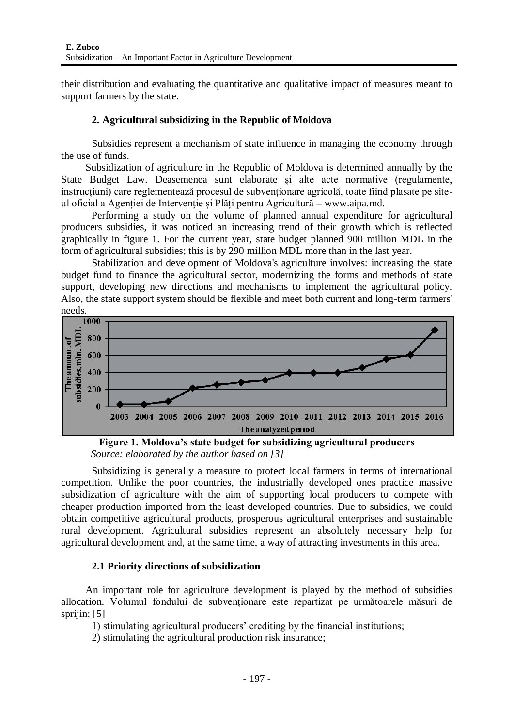their distribution and evaluating the quantitative and qualitative impact of measures meant to support farmers by the state.

## 2. Agricultural subsidizing in the Republic of Moldova

Subsidies represent a mechanism of state influence in managing the economy through the use of funds.

Subsidization of agriculture in the Republic of Moldova is determined annually by the State Budget Law. Deasemenea sunt elaborate și alte acte normative (regulamente, instrucțiuni) care reglementează procesul de subvenționare agricolă, toate fiind plasate pe site-ul oficial a Agenției de Intervenție și Plăți pentru Agricultură – www.aipa.md.

Performing a study on the volume of planned annual expenditure for agricultural producers subsidies, it was noticed an increasing trend of their growth which is reflected graphically in figure 1. For the current year, state budget planned 900 million MDL in the form of agricultural subsidies; this is by 290 million MDL more than in the last year.

Stabilization and development of Moldova's agriculture involves: increasing the state budget fund to finance the agricultural sector, modernizing the forms and methods of state support, developing new directions and mechanisms to implement the agricultural policy. Also, the state support system should be flexible and meet both current and long-term farmers' needs.

**Figure 1. Moldova's state budget for subsidizing agricultural producers**
*Source: elaborated by the author based on [3]*

Subsidizing is generally a measure to protect local farmers in terms of international competition. Unlike the poor countries, the industrially developed ones practice massive subsidization of agriculture with the aim of supporting local producers to compete with cheaper production imported from the least developed countries. Due to subsidies, we could obtain competitive agricultural products, prosperous agricultural enterprises and sustainable rural development. Agricultural subsidies represent an absolutely necessary help for agricultural development and, at the same time, a way of attracting investments in this area.

### 2.1 Priority directions of subsidization

An important role for agriculture development is played by the method of subsidies allocation. Volumul fondului de subvenționare este repartizat pe următoarele măsuri de sprijin: [5]

1) stimulating agricultural producers' crediting by the financial institutions;
2) stimulating the agricultural production risk insurance;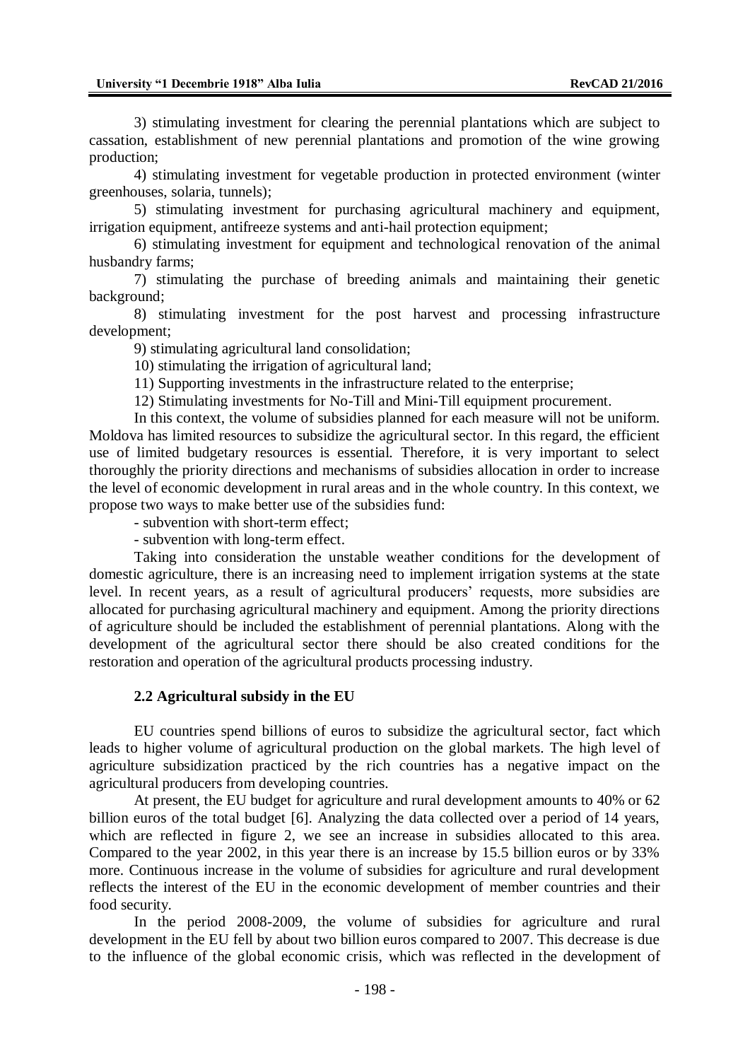3) stimulating investment for clearing the perennial plantations which are subject to cassation, establishment of new perennial plantations and promotion of the wine growing production;

4) stimulating investment for vegetable production in protected environment (winter greenhouses, solaria, tunnels);

5) stimulating investment for purchasing agricultural machinery and equipment, irrigation equipment, antifreeze systems and anti-hail protection equipment;

6) stimulating investment for equipment and technological renovation of the animal husbandry farms;

7) stimulating the purchase of breeding animals and maintaining their genetic background;

8) stimulating investment for the post harvest and processing infrastructure development;

9) stimulating agricultural land consolidation;

10) stimulating the irrigation of agricultural land;

11) Supporting investments in the infrastructure related to the enterprise;

12) Stimulating investments for No-Till and Mini-Till equipment procurement.

In this context, the volume of subsidies planned for each measure will not be uniform. Moldova has limited resources to subsidize the agricultural sector. In this regard, the efficient use of limited budgetary resources is essential. Therefore, it is very important to select thoroughly the priority directions and mechanisms of subsidies allocation in order to increase the level of economic development in rural areas and in the whole country. In this context, we propose two ways to make better use of the subsidies fund:

- subvention with short-term effect;
- subvention with long-term effect.

Taking into consideration the unstable weather conditions for the development of domestic agriculture, there is an increasing need to implement irrigation systems at the state level. In recent years, as a result of agricultural producers' requests, more subsidies are allocated for purchasing agricultural machinery and equipment. Among the priority directions of agriculture should be included the establishment of perennial plantations. Along with the development of the agricultural sector there should be also created conditions for the restoration and operation of the agricultural products processing industry.

### 2.2 Agricultural subsidy in the EU

EU countries spend billions of euros to subsidize the agricultural sector, fact which leads to higher volume of agricultural production on the global markets. The high level of agriculture subsidization practiced by the rich countries has a negative impact on the agricultural producers from developing countries.

At present, the EU budget for agriculture and rural development amounts to 40% or 62 billion euros of the total budget [6]. Analyzing the data collected over a period of 14 years, which are reflected in figure 2, we see an increase in subsidies allocated to this area. Compared to the year 2002, in this year there is an increase by 15.5 billion euros or by 33% more. Continuous increase in the volume of subsidies for agriculture and rural development reflects the interest of the EU in the economic development of member countries and their food security.

In the period 2008-2009, the volume of subsidies for agriculture and rural development in the EU fell by about two billion euros compared to 2007. This decrease is due to the influence of the global economic crisis, which was reflected in the development of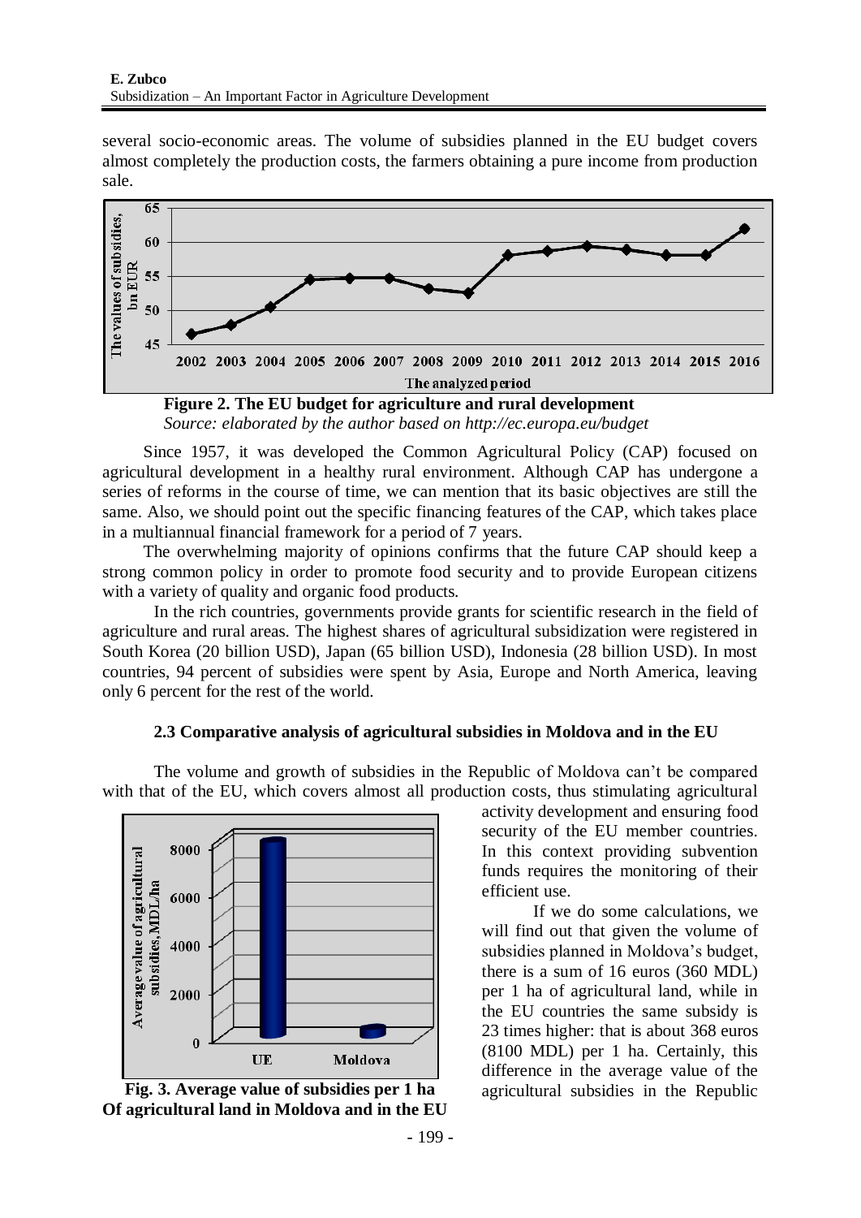several socio-economic areas. The volume of subsidies planned in the EU budget covers almost completely the production costs, the farmers obtaining a pure income from production sale.

**Figure 2. The EU budget for agriculture and rural development**

*Source: elaborated by the author based on http://ec.europa.eu/budget*

Since 1957, it was developed the Common Agricultural Policy (CAP) focused on agricultural development in a healthy rural environment. Although CAP has undergone a series of reforms in the course of time, we can mention that its basic objectives are still the same. Also, we should point out the specific financing features of the CAP, which takes place in a multiannual financial framework for a period of 7 years.

The overwhelming majority of opinions confirms that the future CAP should keep a strong common policy in order to promote food security and to provide European citizens with a variety of quality and organic food products.

In the rich countries, governments provide grants for scientific research in the field of agriculture and rural areas. The highest shares of agricultural subsidization were registered in South Korea (20 billion USD), Japan (65 billion USD), Indonesia (28 billion USD). In most countries, 94 percent of subsidies were spent by Asia, Europe and North America, leaving only 6 percent for the rest of the world.

### 2.3 Comparative analysis of agricultural subsidies in Moldova and in the EU

The volume and growth of subsidies in the Republic of Moldova can't be compared with that of the EU, which covers almost all production costs, thus stimulating agricultural activity development and ensuring food security of the EU member countries. In this context providing subvention funds requires the monitoring of their efficient use.

If we do some calculations, we will find out that given the volume of subsidies planned in Moldova's budget, there is a sum of 16 euros (360 MDL) per 1 ha of agricultural land, while in the EU countries the same subsidy is 23 times higher: that is about 368 euros (8100 MDL) per 1 ha. Certainly, this difference in the average value of the agricultural subsidies in the Republic

**Fig. 3. Average value of subsidies per 1 ha Of agricultural land in Moldova and in the EU**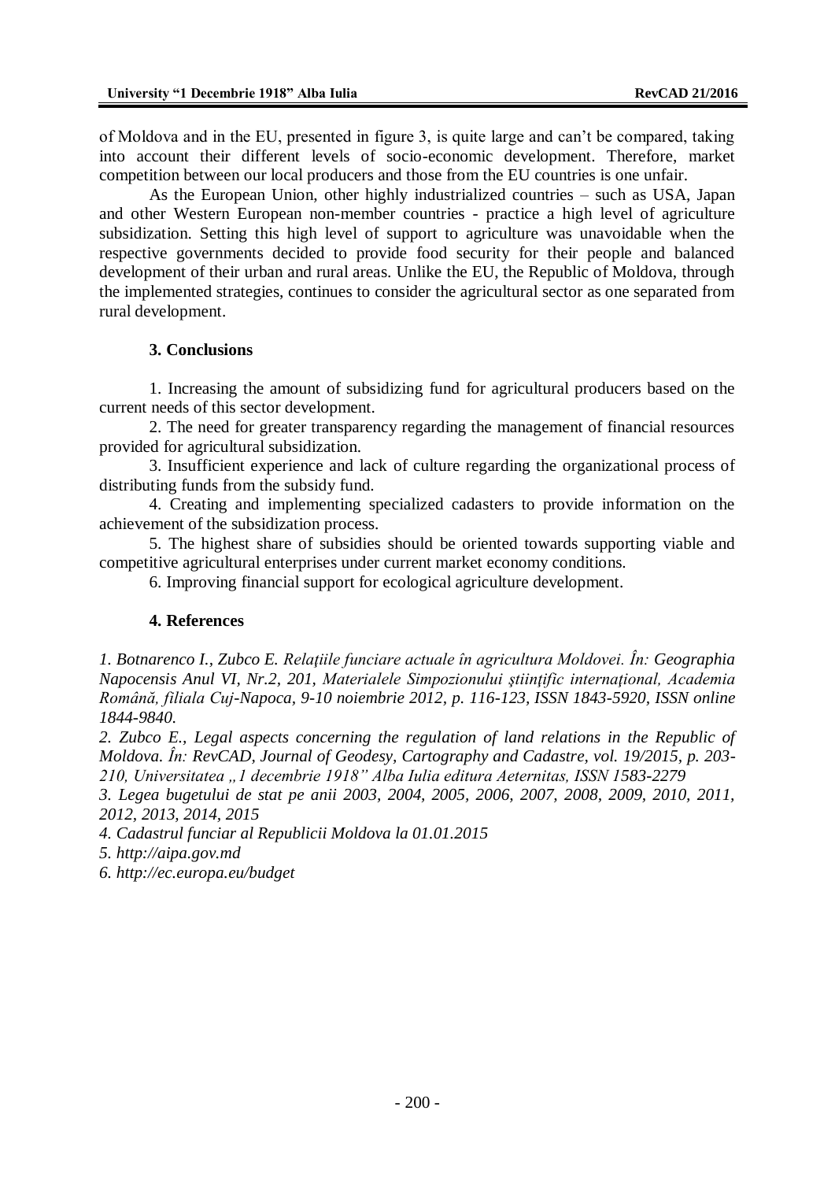of Moldova and in the EU, presented in figure 3, is quite large and can't be compared, taking into account their different levels of socio-economic development. Therefore, market competition between our local producers and those from the EU countries is one unfair.

As the European Union, other highly industrialized countries – such as USA, Japan and other Western European non-member countries - practice a high level of agriculture subsidization. Setting this high level of support to agriculture was unavoidable when the respective governments decided to provide food security for their people and balanced development of their urban and rural areas. Unlike the EU, the Republic of Moldova, through the implemented strategies, continues to consider the agricultural sector as one separated from rural development.

## 3. Conclusions

1. Increasing the amount of subsidizing fund for agricultural producers based on the current needs of this sector development.
2. The need for greater transparency regarding the management of financial resources provided for agricultural subsidization.
3. Insufficient experience and lack of culture regarding the organizational process of distributing funds from the subsidy fund.
4. Creating and implementing specialized cadasters to provide information on the achievement of the subsidization process.
5. The highest share of subsidies should be oriented towards supporting viable and competitive agricultural enterprises under current market economy conditions.
6. Improving financial support for ecological agriculture development.

## 4. References

*1. Botnarenco I., Zubco E. Relaţiile funciare actuale în agricultura Moldovei. În: Geographia Napocensis Anul VI, Nr.2, 201, Materialele Simpozionului ştiinţific internaţional, Academia Română, filiala Cuj-Napoca, 9-10 noiembrie 2012, p. 116-123, ISSN 1843-5920, ISSN online 1844-9840.*

*2. Zubco E., Legal aspects concerning the regulation of land relations in the Republic of Moldova. În: RevCAD, Journal of Geodesy, Cartography and Cadastre, vol. 19/2015, p. 203-210, Universitatea „1 decembrie 1918" Alba Iulia editura Aeternitas, ISSN 1583-2279*

*3. Legea bugetului de stat pe anii 2003, 2004, 2005, 2006, 2007, 2008, 2009, 2010, 2011, 2012, 2013, 2014, 2015*

*4. Cadastrul funciar al Republicii Moldova la 01.01.2015*

*5. http://aipa.gov.md*

*6. http://ec.europa.eu/budget*